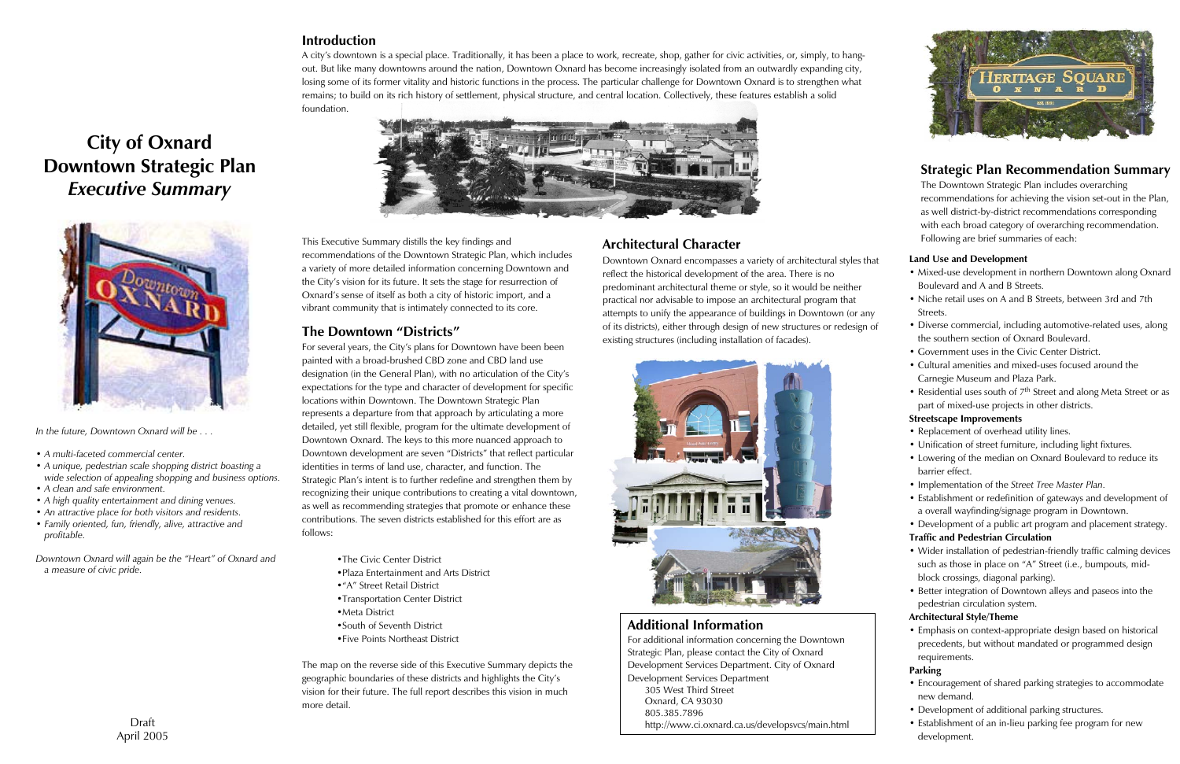# City of Oxnard Downtown Strategic Plan *Executive Summary*

*In the future, Downtown Oxnard will be . . .*

- *A multi-faceted commercial center.*
- *A unique, pedestrian scale shopping district boasting a wide selection of appealing shopping and business options.*
- *A clean and safe environment.*
- *A high quality entertainment and dining venues.*
- *An attractive place for both visitors and residents.*
- *Family oriented, fun, friendly, alive, attractive and profitable.*

*Downtown Oxnard will again be the "Heart" of Oxnard and a measure of civic pride.*

Draft
April 2005

## Introduction

A city's downtown is a special place. Traditionally, it has been a place to work, recreate, shop, gather for civic activities, or, simply, to hang-out. But like many downtowns around the nation, Downtown Oxnard has become increasingly isolated from an outwardly expanding city, losing some of its former vitality and historic functions in the process. The particular challenge for Downtown Oxnard is to strengthen what remains; to build on its rich history of settlement, physical structure, and central location. Collectively, these features establish a solid foundation.

This Executive Summary distills the key findings and recommendations of the Downtown Strategic Plan, which includes a variety of more detailed information concerning Downtown and the City's vision for its future. It sets the stage for resurrection of Oxnard's sense of itself as both a city of historic import, and a vibrant community that is intimately connected to its core.

## The Downtown "Districts"

For several years, the City's plans for Downtown have been been painted with a broad-brushed CBD zone and CBD land use designation (in the General Plan), with no articulation of the City's expectations for the type and character of development for specific locations within Downtown. The Downtown Strategic Plan represents a departure from that approach by articulating a more detailed, yet still flexible, program for the ultimate development of Downtown Oxnard. The keys to this more nuanced approach to Downtown development are seven "Districts" that reflect particular identities in terms of land use, character, and function. The Strategic Plan's intent is to further redefine and strengthen them by recognizing their unique contributions to creating a vital downtown, as well as recommending strategies that promote or enhance these contributions. The seven districts established for this effort are as follows:

- The Civic Center District
- Plaza Entertainment and Arts District
- "A" Street Retail District
- Transportation Center District
- Meta District
- South of Seventh District
- Five Points Northeast District

The map on the reverse side of this Executive Summary depicts the geographic boundaries of these districts and highlights the City's vision for their future. The full report describes this vision in much more detail.

## Architectural Character

Downtown Oxnard encompasses a variety of architectural styles that reflect the historical development of the area. There is no predominant architectural theme or style, so it would be neither practical nor advisable to impose an architectural program that attempts to unify the appearance of buildings in Downtown (or any of its districts), either through design of new structures or redesign of existing structures (including installation of facades).

## Additional Information

For additional information concerning the Downtown Strategic Plan, please contact the City of Oxnard Development Services Department. City of Oxnard Development Services Department
305 West Third Street
Oxnard, CA 93030
805.385.7896
http://www.ci.oxnard.ca.us/developsvcs/main.html

## Strategic Plan Recommendation Summary

The Downtown Strategic Plan includes overarching recommendations for achieving the vision set-out in the Plan, as well district-by-district recommendations corresponding with each broad category of overarching recommendation. Following are brief summaries of each:

**Land Use and Development**

- Mixed-use development in northern Downtown along Oxnard Boulevard and A and B Streets.
- Niche retail uses on A and B Streets, between 3rd and 7th Streets.
- Diverse commercial, including automotive-related uses, along the southern section of Oxnard Boulevard.
- Government uses in the Civic Center District.
- Cultural amenities and mixed-uses focused around the Carnegie Museum and Plaza Park.
- Residential uses south of 7th Street and along Meta Street or as part of mixed-use projects in other districts.

**Streetscape Improvements**

- Replacement of overhead utility lines.
- Unification of street furniture, including light fixtures.
- Lowering of the median on Oxnard Boulevard to reduce its barrier effect.
- Implementation of the *Street Tree Master Plan*.
- Establishment or redefinition of gateways and development of a overall wayfinding/signage program in Downtown.
- Development of a public art program and placement strategy.

**Traffic and Pedestrian Circulation**

- Wider installation of pedestrian-friendly traffic calming devices such as those in place on "A" Street (i.e., bumpouts, mid-block crossings, diagonal parking).
- Better integration of Downtown alleys and paseos into the pedestrian circulation system.

**Architectural Style/Theme**

- Emphasis on context-appropriate design based on historical precedents, but without mandated or programmed design requirements.

**Parking**

- Encouragement of shared parking strategies to accommodate new demand.
- Development of additional parking structures.
- Establishment of an in-lieu parking fee program for new development.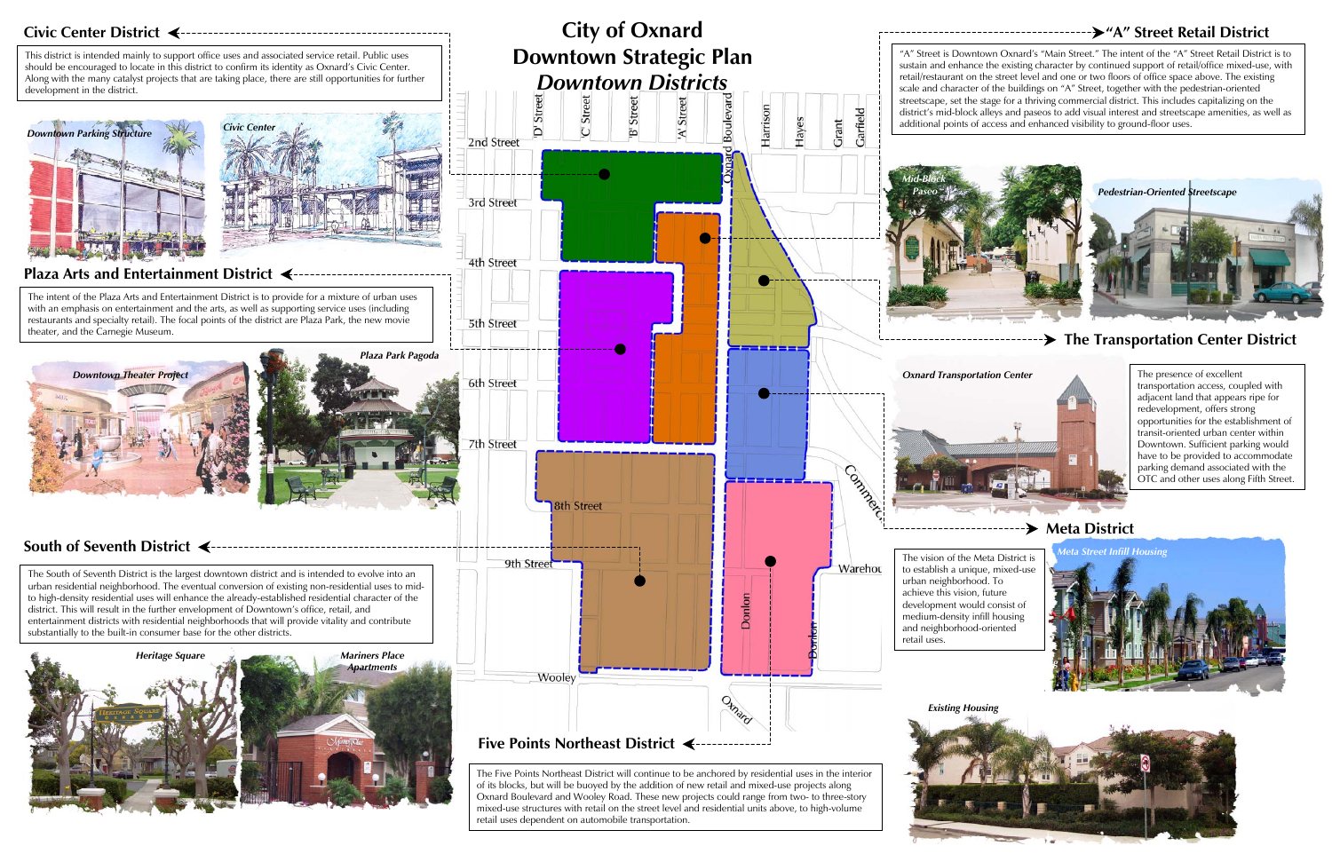# City of Oxnard Downtown Strategic Plan

## *Downtown Districts*

## Civic Center District

This district is intended mainly to support office uses and associated service retail. Public uses should be encouraged to locate in this district to confirm its identity as Oxnard's Civic Center. Along with the many catalyst projects that are taking place, there are still opportunities for further development in the district.

*Downtown Parking Structure*

*Civic Center*

## Plaza Arts and Entertainment District

The intent of the Plaza Arts and Entertainment District is to provide for a mixture of urban uses with an emphasis on entertainment and the arts, as well as supporting service uses (including restaurants and specialty retail). The focal points of the district are Plaza Park, the new movie theater, and the Carnegie Museum.

*Downtown Theater Project*

*Plaza Park Pagoda*

## South of Seventh District

The South of Seventh District is the largest downtown district and is intended to evolve into an urban residential neighborhood. The eventual conversion of existing non-residential uses to mid- to high-density residential uses will enhance the already-established residential character of the district. This will result in the further envelopment of Downtown's office, retail, and entertainment districts with residential neighborhoods that will provide vitality and contribute substantially to the built-in consumer base for the other districts.

*Heritage Square*

*Mariners Place Apartments*

## "A" Street Retail District

"A" Street is Downtown Oxnard's "Main Street." The intent of the "A" Street Retail District is to sustain and enhance the existing character by continued support of retail/office mixed-use, with retail/restaurant on the street level and one or two floors of office space above. The existing scale and character of the buildings on "A" Street, together with the pedestrian-oriented streetscape, set the stage for a thriving commercial district. This includes capitalizing on the district's mid-block alleys and paseos to add visual interest and streetscape amenities, as well as additional points of access and enhanced visibility to ground-floor uses.

*Mid-Block Paseo*

*Pedestrian-Oriented Streetscape*

## The Transportation Center District

The presence of excellent transportation access, coupled with adjacent land that appears ripe for redevelopment, offers strong opportunities for the establishment of transit-oriented urban center within Downtown. Sufficient parking would have to be provided to accommodate parking demand associated with the OTC and other uses along Fifth Street.

*Oxnard Transportation Center*

## Meta District

The vision of the Meta District is to establish a unique, mixed-use urban neighborhood. To achieve this vision, future development would consist of medium-density infill housing and neighborhood-oriented retail uses.

*Meta Street Infill Housing*

*Existing Housing*

## Five Points Northeast District

The Five Points Northeast District will continue to be anchored by residential uses in the interior of its blocks, but will be buoyed by the addition of new retail and mixed-use projects along Oxnard Boulevard and Wooley Road. These new projects could range from two- to three-story mixed-use structures with retail on the street level and residential units above, to high-volume retail uses dependent on automobile transportation.